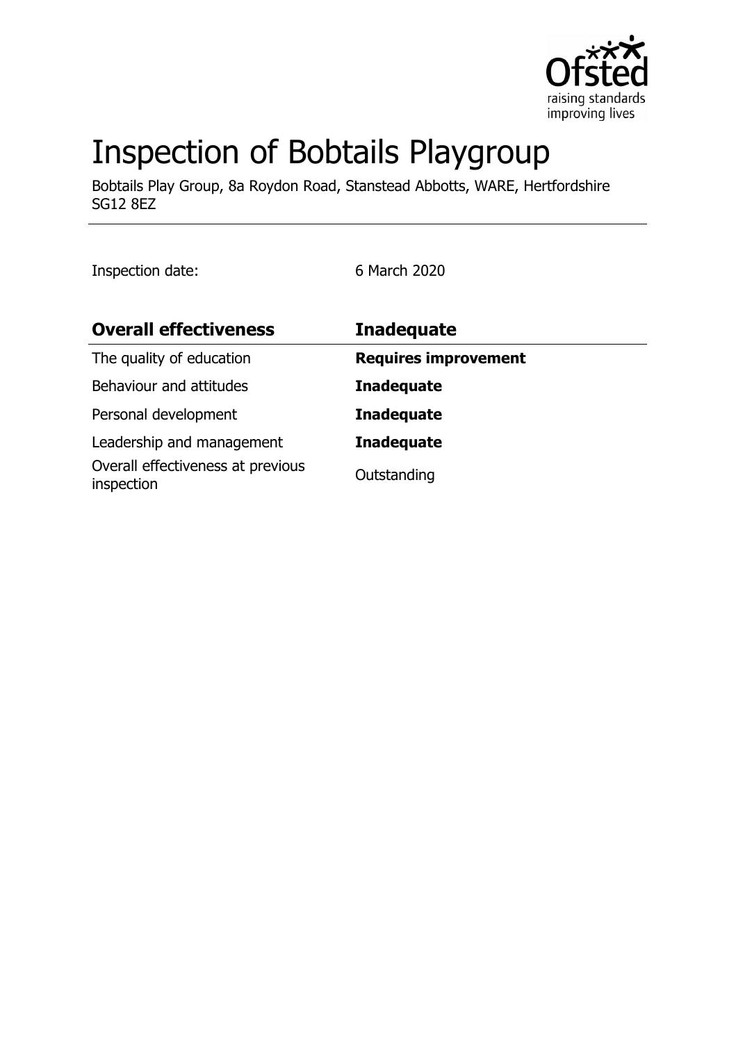# Inspection of Bobtails Playgroup

Bobtails Play Group, 8a Roydon Road, Stanstead Abbotts, WARE, Hertfordshire SG12 8EZ

Inspection date: 6 March 2020

| **Overall effectiveness** | **Inadequate** |
|---|---|
| The quality of education | **Requires improvement** |
| Behaviour and attitudes | **Inadequate** |
| Personal development | **Inadequate** |
| Leadership and management | **Inadequate** |
| Overall effectiveness at previous inspection | Outstanding |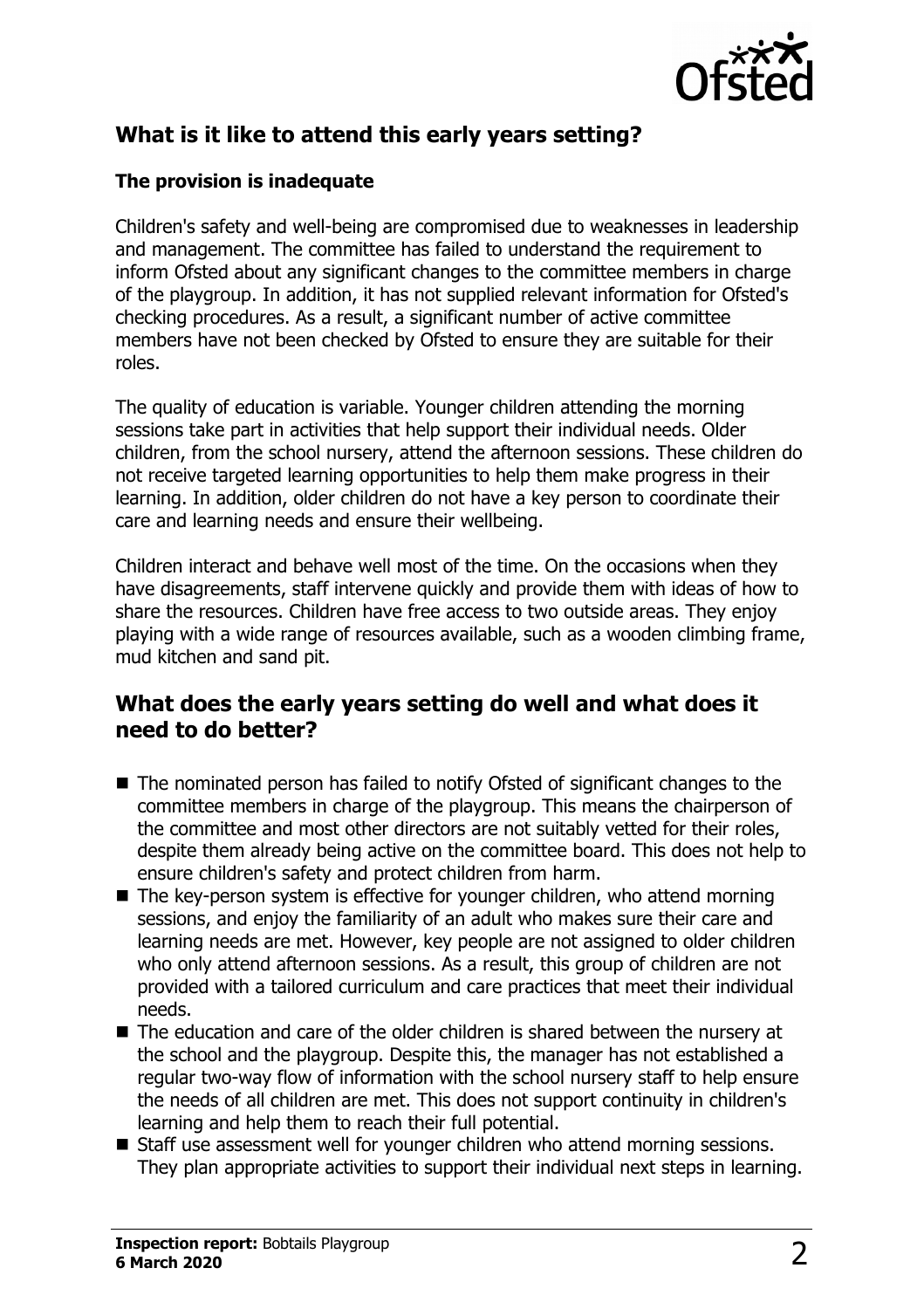## What is it like to attend this early years setting?

### The provision is inadequate

Children's safety and well-being are compromised due to weaknesses in leadership and management. The committee has failed to understand the requirement to inform Ofsted about any significant changes to the committee members in charge of the playgroup. In addition, it has not supplied relevant information for Ofsted's checking procedures. As a result, a significant number of active committee members have not been checked by Ofsted to ensure they are suitable for their roles.

The quality of education is variable. Younger children attending the morning sessions take part in activities that help support their individual needs. Older children, from the school nursery, attend the afternoon sessions. These children do not receive targeted learning opportunities to help them make progress in their learning. In addition, older children do not have a key person to coordinate their care and learning needs and ensure their wellbeing.

Children interact and behave well most of the time. On the occasions when they have disagreements, staff intervene quickly and provide them with ideas of how to share the resources. Children have free access to two outside areas. They enjoy playing with a wide range of resources available, such as a wooden climbing frame, mud kitchen and sand pit.

## What does the early years setting do well and what does it need to do better?

- The nominated person has failed to notify Ofsted of significant changes to the committee members in charge of the playgroup. This means the chairperson of the committee and most other directors are not suitably vetted for their roles, despite them already being active on the committee board. This does not help to ensure children's safety and protect children from harm.
- The key-person system is effective for younger children, who attend morning sessions, and enjoy the familiarity of an adult who makes sure their care and learning needs are met. However, key people are not assigned to older children who only attend afternoon sessions. As a result, this group of children are not provided with a tailored curriculum and care practices that meet their individual needs.
- The education and care of the older children is shared between the nursery at the school and the playgroup. Despite this, the manager has not established a regular two-way flow of information with the school nursery staff to help ensure the needs of all children are met. This does not support continuity in children's learning and help them to reach their full potential.
- Staff use assessment well for younger children who attend morning sessions. They plan appropriate activities to support their individual next steps in learning.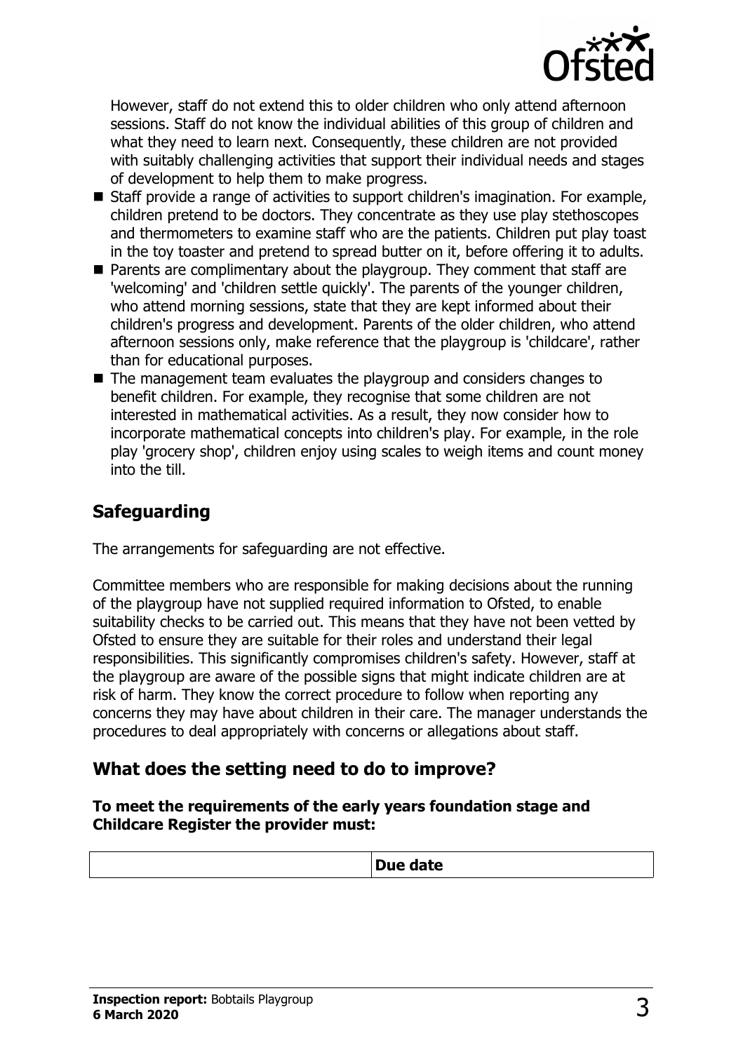However, staff do not extend this to older children who only attend afternoon sessions. Staff do not know the individual abilities of this group of children and what they need to learn next. Consequently, these children are not provided with suitably challenging activities that support their individual needs and stages of development to help them to make progress.

- Staff provide a range of activities to support children's imagination. For example, children pretend to be doctors. They concentrate as they use play stethoscopes and thermometers to examine staff who are the patients. Children put play toast in the toy toaster and pretend to spread butter on it, before offering it to adults.
- Parents are complimentary about the playgroup. They comment that staff are 'welcoming' and 'children settle quickly'. The parents of the younger children, who attend morning sessions, state that they are kept informed about their children's progress and development. Parents of the older children, who attend afternoon sessions only, make reference that the playgroup is 'childcare', rather than for educational purposes.
- The management team evaluates the playgroup and considers changes to benefit children. For example, they recognise that some children are not interested in mathematical activities. As a result, they now consider how to incorporate mathematical concepts into children's play. For example, in the role play 'grocery shop', children enjoy using scales to weigh items and count money into the till.

## Safeguarding

The arrangements for safeguarding are not effective.

Committee members who are responsible for making decisions about the running of the playgroup have not supplied required information to Ofsted, to enable suitability checks to be carried out. This means that they have not been vetted by Ofsted to ensure they are suitable for their roles and understand their legal responsibilities. This significantly compromises children's safety. However, staff at the playgroup are aware of the possible signs that might indicate children are at risk of harm. They know the correct procedure to follow when reporting any concerns they may have about children in their care. The manager understands the procedures to deal appropriately with concerns or allegations about staff.

## What does the setting need to do to improve?

**To meet the requirements of the early years foundation stage and Childcare Register the provider must:**

| | Due date |
|---|---|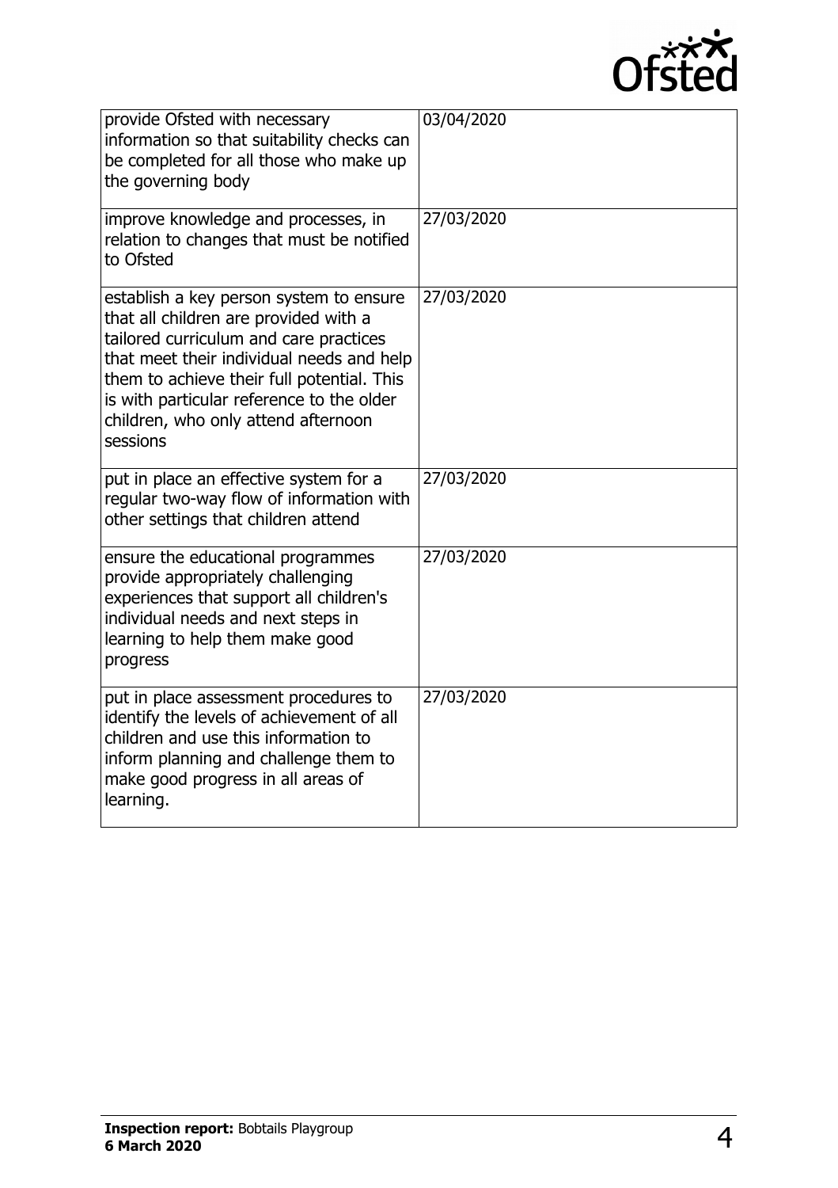| | |
|---|---|
| provide Ofsted with necessary information so that suitability checks can be completed for all those who make up the governing body | 03/04/2020 |
| improve knowledge and processes, in relation to changes that must be notified to Ofsted | 27/03/2020 |
| establish a key person system to ensure that all children are provided with a tailored curriculum and care practices that meet their individual needs and help them to achieve their full potential. This is with particular reference to the older children, who only attend afternoon sessions | 27/03/2020 |
| put in place an effective system for a regular two-way flow of information with other settings that children attend | 27/03/2020 |
| ensure the educational programmes provide appropriately challenging experiences that support all children's individual needs and next steps in learning to help them make good progress | 27/03/2020 |
| put in place assessment procedures to identify the levels of achievement of all children and use this information to inform planning and challenge them to make good progress in all areas of learning. | 27/03/2020 |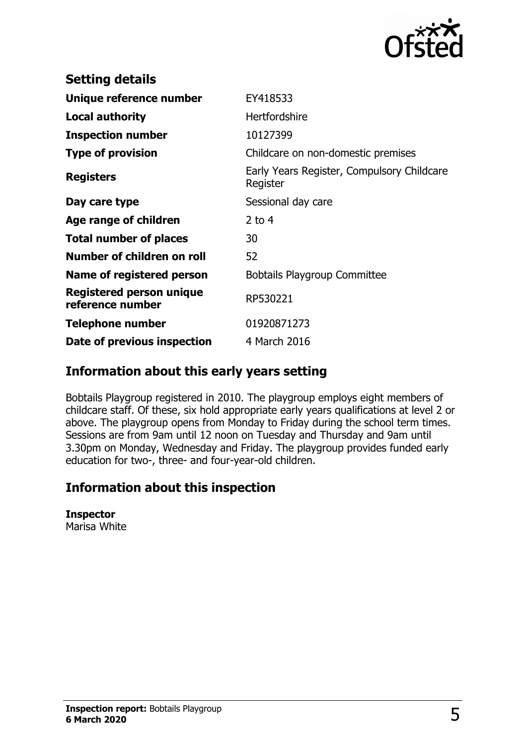## Setting details

| | |
|---|---|
| **Unique reference number** | EY418533 |
| **Local authority** | Hertfordshire |
| **Inspection number** | 10127399 |
| **Type of provision** | Childcare on non-domestic premises |
| **Registers** | Early Years Register, Compulsory Childcare Register |
| **Day care type** | Sessional day care |
| **Age range of children** | 2 to 4 |
| **Total number of places** | 30 |
| **Number of children on roll** | 52 |
| **Name of registered person** | Bobtails Playgroup Committee |
| **Registered person unique reference number** | RP530221 |
| **Telephone number** | 01920871273 |
| **Date of previous inspection** | 4 March 2016 |

## Information about this early years setting

Bobtails Playgroup registered in 2010. The playgroup employs eight members of childcare staff. Of these, six hold appropriate early years qualifications at level 2 or above. The playgroup opens from Monday to Friday during the school term times. Sessions are from 9am until 12 noon on Tuesday and Thursday and 9am until 3.30pm on Monday, Wednesday and Friday. The playgroup provides funded early education for two-, three- and four-year-old children.

## Information about this inspection

**Inspector**
Marisa White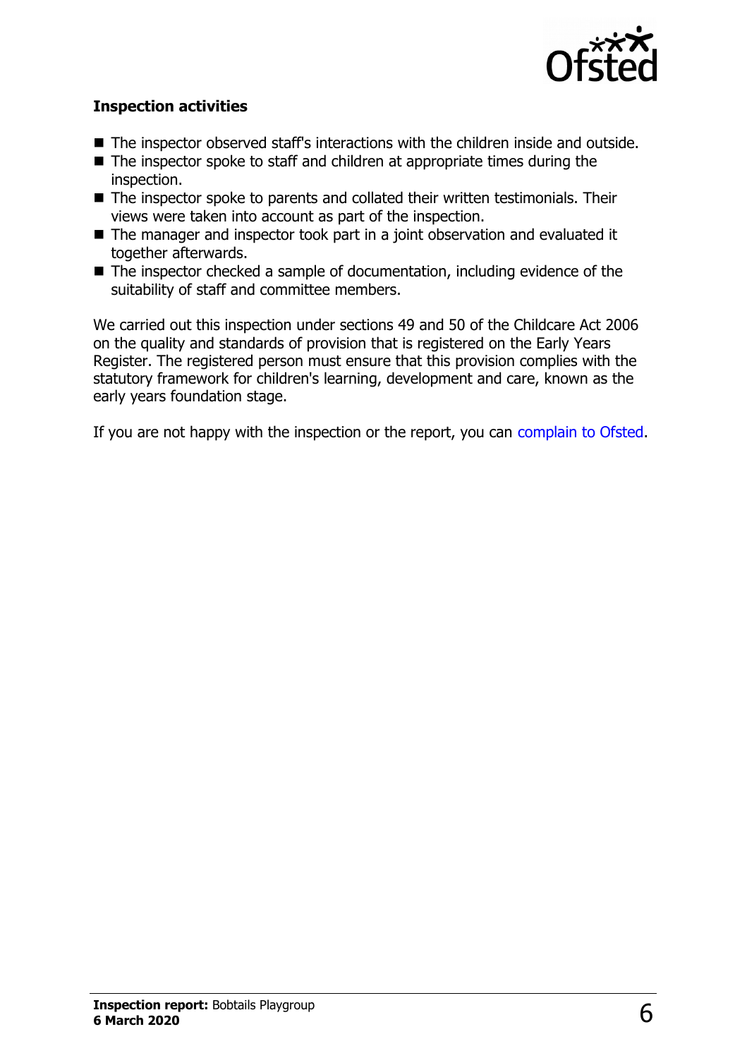### Inspection activities

- The inspector observed staff's interactions with the children inside and outside.
- The inspector spoke to staff and children at appropriate times during the inspection.
- The inspector spoke to parents and collated their written testimonials. Their views were taken into account as part of the inspection.
- The manager and inspector took part in a joint observation and evaluated it together afterwards.
- The inspector checked a sample of documentation, including evidence of the suitability of staff and committee members.

We carried out this inspection under sections 49 and 50 of the Childcare Act 2006 on the quality and standards of provision that is registered on the Early Years Register. The registered person must ensure that this provision complies with the statutory framework for children's learning, development and care, known as the early years foundation stage.

If you are not happy with the inspection or the report, you can complain to Ofsted.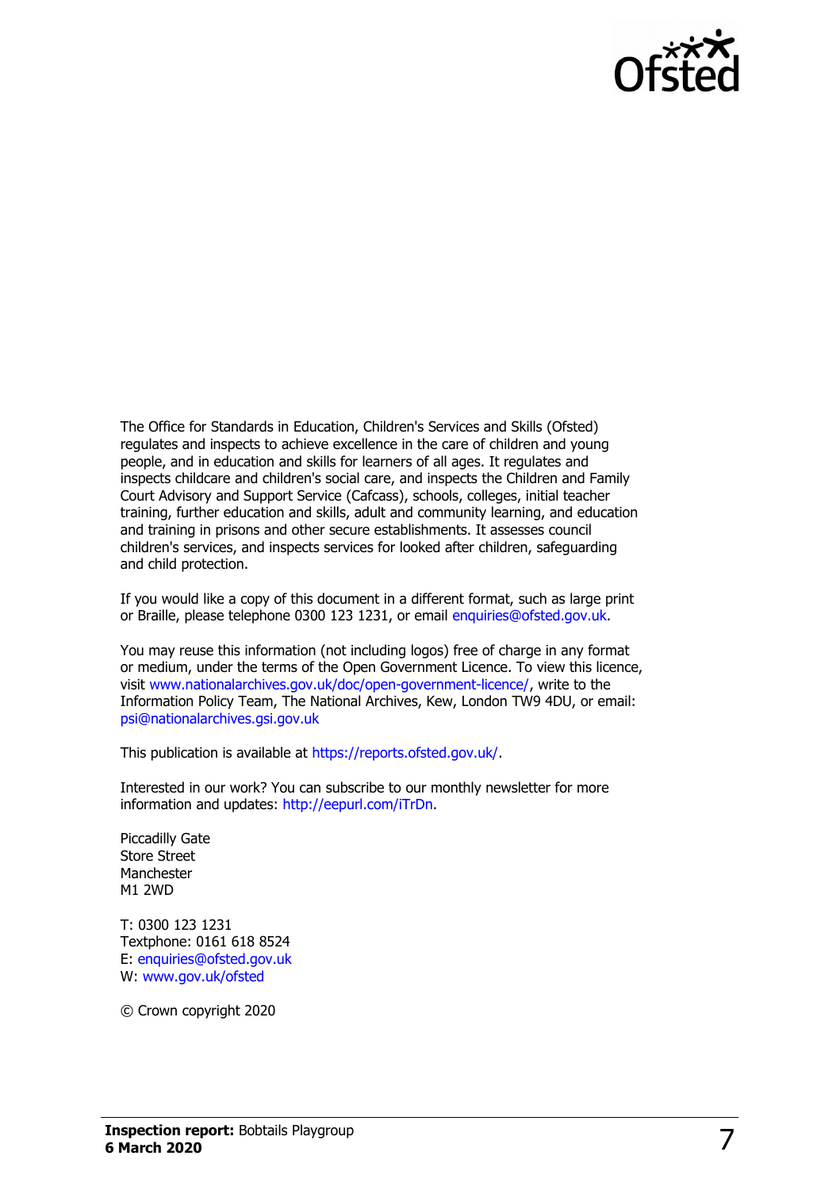The Office for Standards in Education, Children's Services and Skills (Ofsted) regulates and inspects to achieve excellence in the care of children and young people, and in education and skills for learners of all ages. It regulates and inspects childcare and children's social care, and inspects the Children and Family Court Advisory and Support Service (Cafcass), schools, colleges, initial teacher training, further education and skills, adult and community learning, and education and training in prisons and other secure establishments. It assesses council children's services, and inspects services for looked after children, safeguarding and child protection.

If you would like a copy of this document in a different format, such as large print or Braille, please telephone 0300 123 1231, or email enquiries@ofsted.gov.uk.

You may reuse this information (not including logos) free of charge in any format or medium, under the terms of the Open Government Licence. To view this licence, visit www.nationalarchives.gov.uk/doc/open-government-licence/, write to the Information Policy Team, The National Archives, Kew, London TW9 4DU, or email: psi@nationalarchives.gsi.gov.uk

This publication is available at https://reports.ofsted.gov.uk/.

Interested in our work? You can subscribe to our monthly newsletter for more information and updates: http://eepurl.com/iTrDn.

Piccadilly Gate  
Store Street  
Manchester  
M1 2WD

T: 0300 123 1231  
Textphone: 0161 618 8524  
E: enquiries@ofsted.gov.uk  
W: www.gov.uk/ofsted

© Crown copyright 2020